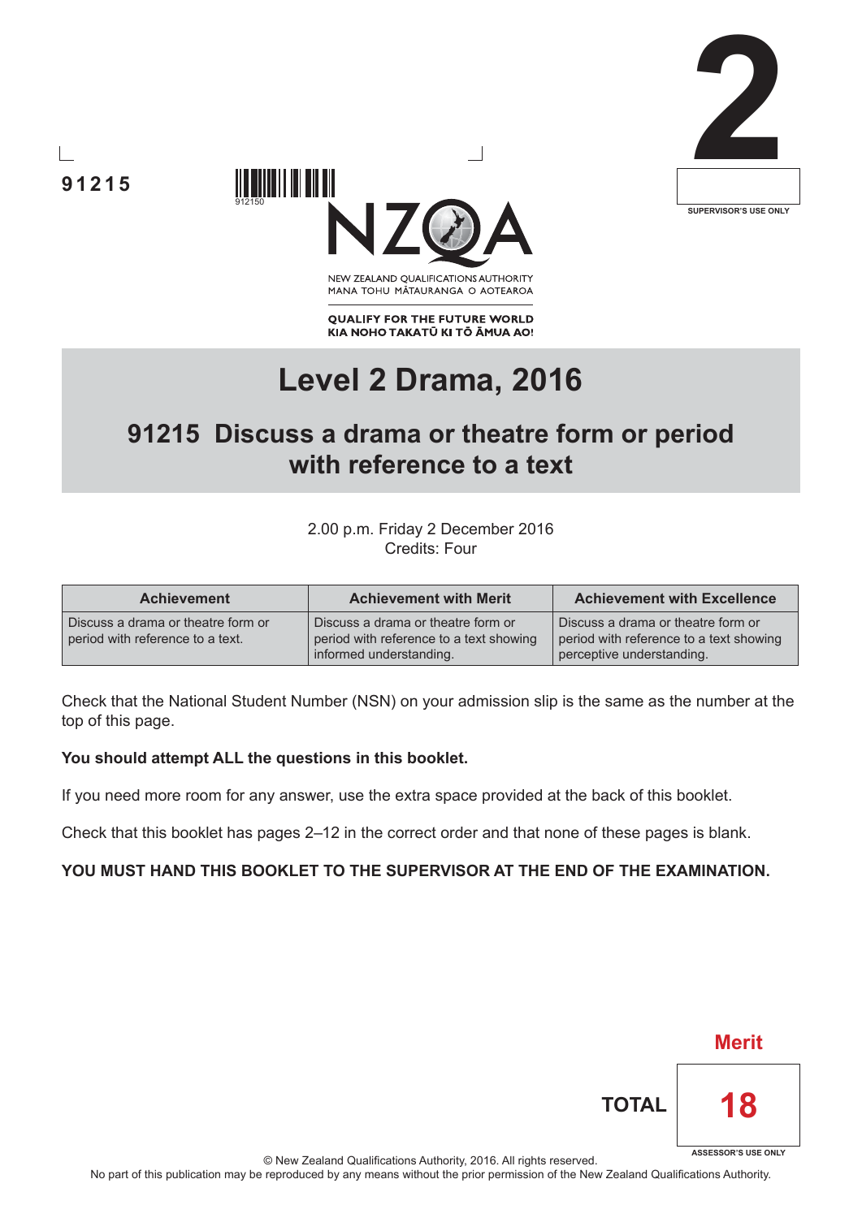91215

912150

NEW ZEALAND QUALIFICATIONS AUTHORITY
MANA TOHU MĀTAURANGA O AOTEAROA

**QUALIFY FOR THE FUTURE WORLD**
**KIA NOHO TAKATŪ KI TŌ ĀMUA AO!**

**2**

SUPERVISOR'S USE ONLY

# Level 2 Drama, 2016

## 91215 Discuss a drama or theatre form or period with reference to a text

2.00 p.m. Friday 2 December 2016
Credits: Four

| Achievement | Achievement with Merit | Achievement with Excellence |
|---|---|---|
| Discuss a drama or theatre form or period with reference to a text. | Discuss a drama or theatre form or period with reference to a text showing informed understanding. | Discuss a drama or theatre form or period with reference to a text showing perceptive understanding. |

Check that the National Student Number (NSN) on your admission slip is the same as the number at the top of this page.

**You should attempt ALL the questions in this booklet.**

If you need more room for any answer, use the extra space provided at the back of this booklet.

Check that this booklet has pages 2–12 in the correct order and that none of these pages is blank.

**YOU MUST HAND THIS BOOKLET TO THE SUPERVISOR AT THE END OF THE EXAMINATION.**

Merit

**TOTAL** 18

ASSESSOR'S USE ONLY

© New Zealand Qualifications Authority, 2016. All rights reserved.
No part of this publication may be reproduced by any means without the prior permission of the New Zealand Qualifications Authority.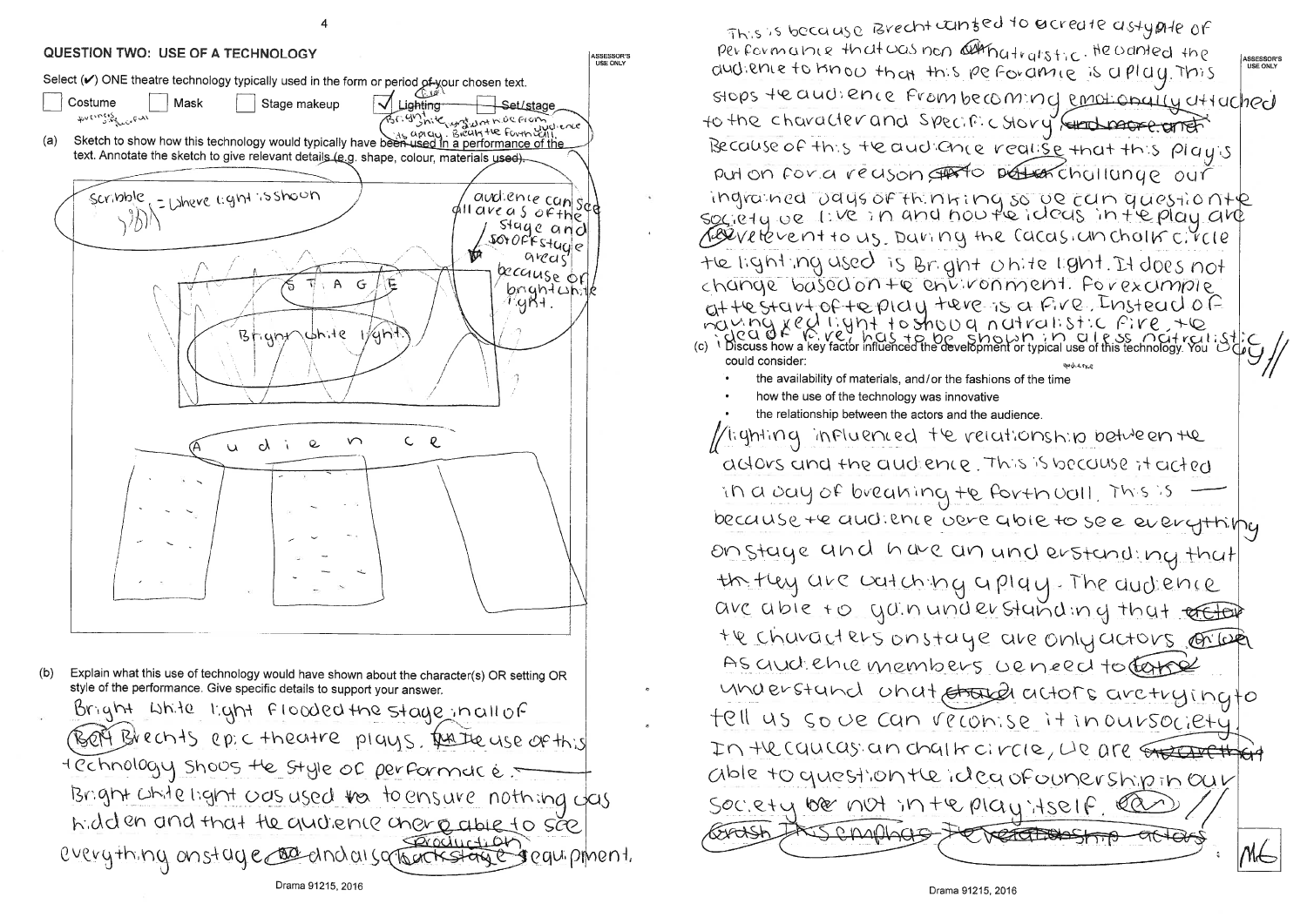## QUESTION TWO: USE OF A TECHNOLOGY

ASSESSOR'S USE ONLY

Select (✔) ONE theatre technology typically used in the form or period of your chosen text.

- [ ] Costume
- [ ] Mask
- [ ] Stage makeup
- [x] Lighting
- [ ] Set/stage

Bright white light shone from the audience its a play. Break the forth wall.

(a) Sketch to show how this technology would typically have been used in a performance of the text. Annotate the sketch to give relevant details (e.g. shape, colour, materials used).

Scribble = Where light is shown

audience can see all areas of the stage and off stage areas because of bright white light.

STAGE

Bright white light

Audience

(b) Explain what this use of technology would have shown about the character(s) OR setting OR style of the performance. Give specific details to support your answer.

Bright White light flooded the stage in all of Brechts epic theatre plays. The use of this technology shows the style of performace. Bright white light was used to ensure nothing was hidden and that the audience where able to see everything onstage and also production equipment. This is because Brecht wanted to create a style of performance that was non naturalistic. He wanted the audience to know that this peformance is a play. This stops the audience from becoming emotionally attached to the character and specific story. Because of this the audience realise that this play is put on for a reason to challenge our ingrained ways of thinking so we can question the society we live in and how the ideas in the play are relevent to us. During the caucasian chalk circle the lighting used is Bright white light. It does not change based on the environment. For example at the start of the play there is a fire. Instead of having red light to show a naturalistic fire, the idea of fire has to be shown in a less naturalistic way.

(c) Discuss how a key factor influenced the development or typical use of this technology. You could consider:

- the availability of materials, and/or the fashions of the time
- how the use of the technology was innovative
- the relationship between the actors and the audience.

Lighting influenced the relationship between the actors and the audience. This is because it acted in a way of breaking the forth wall. This is because the audience were able to see everything on stage and have an understanding that that they are watching a play. The audience are able to gain understanding that the characters onstage are only actors. As audience members we need to understand what actors are trying to tell us so we can reconise it in our society. In the caucasian chalk circle, we are able to question the idea of ownership in our society not in the play itself.

M6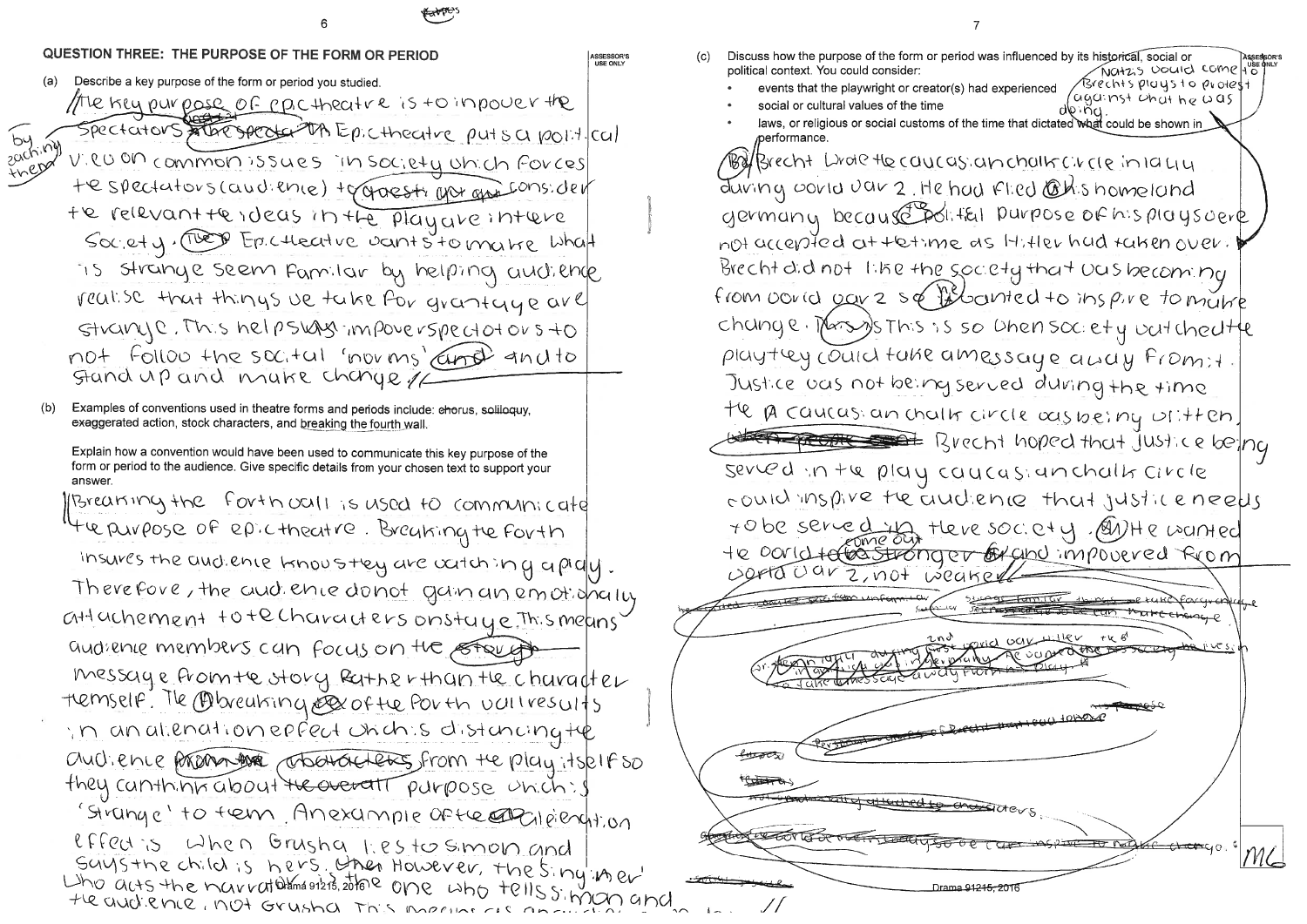## QUESTION THREE: THE PURPOSE OF THE FORM OR PERIOD

(a) Describe a key purpose of the form or period you studied.

The key purpose of epic theatre is to inpower the spectators by teaching them. Epic theatre puts a political view on common issues in society which forces the spectators (audience) to consider the relevant the ideas in the play are in there society. The Epic theatre wants to make what is strange seem familar by helping audience realise that things we take for grantaye are strange. This helps inpower spectators to not follow the socital 'norms' and to stand up and make change.

(b) Examples of conventions used in theatre forms and periods include: chorus, soliloquy, exaggerated action, stock characters, and breaking the fourth wall.

Explain how a convention would have been used to communicate this key purpose of the form or period to the audience. Give specific details from your chosen text to support your answer.

Breaking the forth wall is used to communicate the purpose of epic theatre. Breaking the forth insures the audience knows they are watching a play. Therefore, the audience donot gain an emotionally attachement to the characters onstage. This means audience members can focus on the message from the story rather than the character themself. The breaking of the forth wall results in an alienation effect which is distancing the audience from the play itself so they can think about purpose which is 'strange' to them. An example of the alienation effect is when Grusha lies to Simon and says the child is hers. However, the singer who acts the narrator is the one who tells simon and the audience, not Grusha.

(c) Discuss how the purpose of the form or period was influenced by its historical, social or political context. You could consider:

- events that the playwright or creator(s) had experienced
- social or cultural values of the time
- laws, or religious or social customs of the time that dictated what could be shown in performance.

Brecht wrote the caucasian chalk circle in 1944 during world war 2. He had fled his homeland germany because the polital purpose of his plays were not accepted at the time as Hitler had taken over. Nazis would come to Brechts plays to protest against what he was doing. Brecht did not like the society that was becoming from world war 2 so he wanted to inspire to make change. This is so when society watched the play they could take a message away from it. Justice was not being served during the time the caucasian chalk circle was being written. Brecht hoped that justice being served in the play caucasian chalk circle could inspire the audience that justice needs to be served in there society. He wanted the world to come out stronger and inpowered from world war 2, not weaker.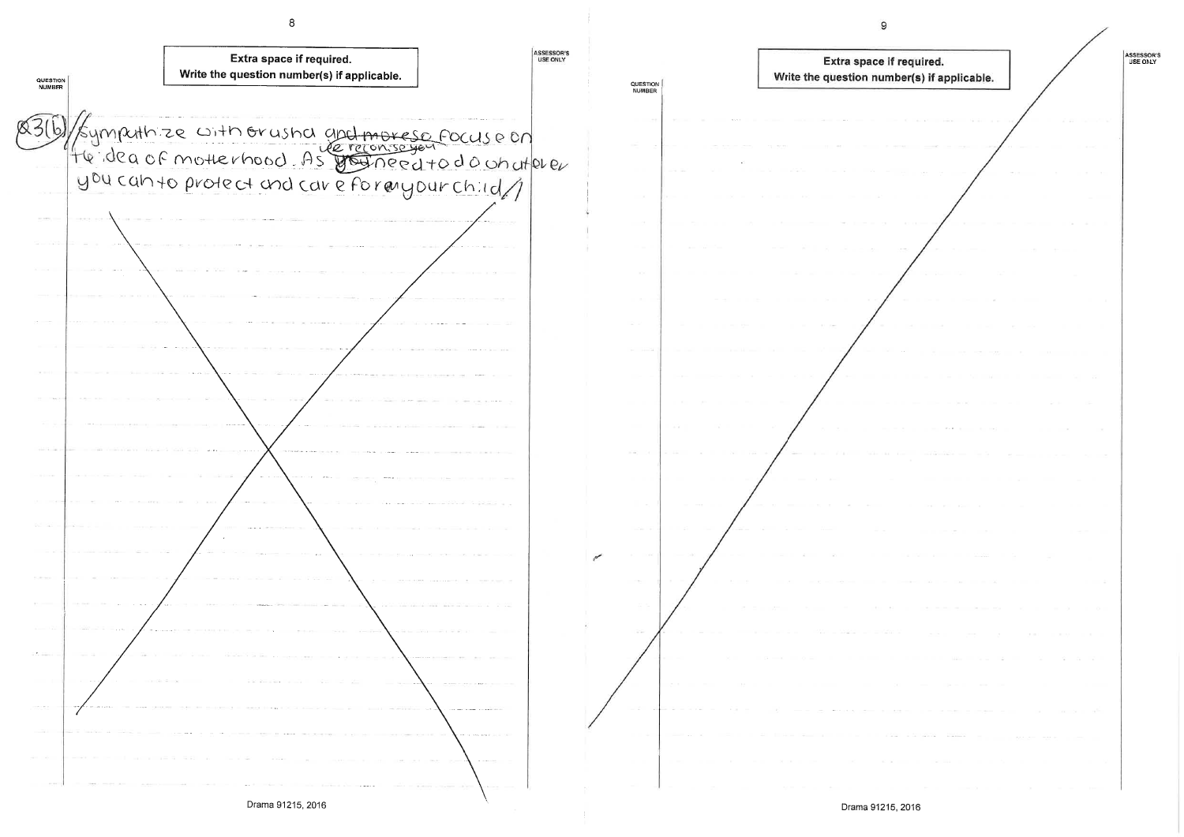**Extra space if required.**
**Write the question number(s) if applicable.**

QUESTION NUMBER

Q3(b) //sympathize with Grusha ~~and moreso~~ focuse on the idea of motherhood. As ~~you~~ we reconise you need to do whatever you can to protect and care for ~~my~~ your child//

**Extra space if required.**
**Write the question number(s) if applicable.**

QUESTION NUMBER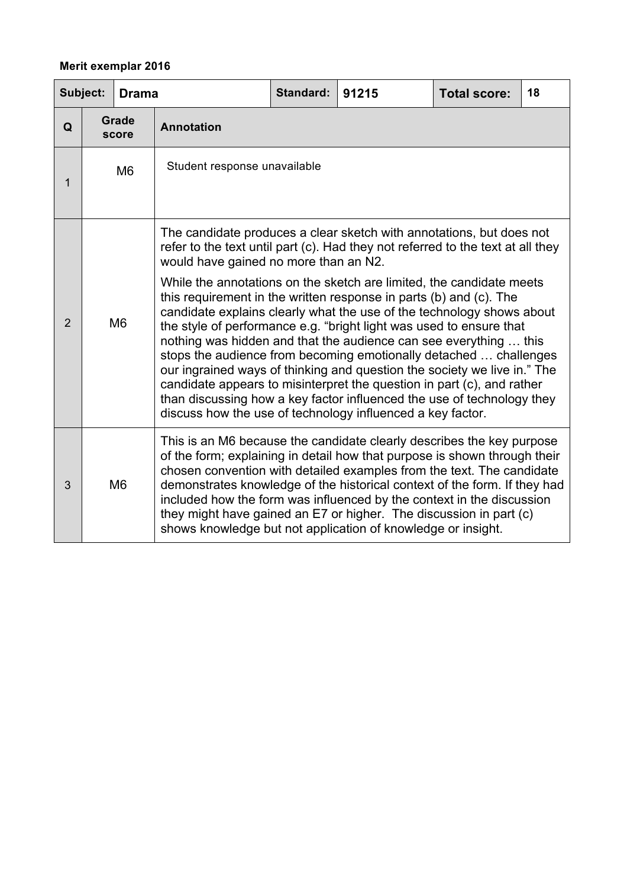**Merit exemplar 2016**

| Subject: | Drama | Standard: | 91215 | Total score: | 18 |
|---|---|---|---|---|---|
| **Q** | **Grade score** | **Annotation** | | | |
| 1 | M6 | Student response unavailable | | | |
| 2 | M6 | The candidate produces a clear sketch with annotations, but does not refer to the text until part (c). Had they not referred to the text at all they would have gained no more than an N2.<br><br>While the annotations on the sketch are limited, the candidate meets this requirement in the written response in parts (b) and (c). The candidate explains clearly what the use of the technology shows about the style of performance e.g. "bright light was used to ensure that nothing was hidden and that the audience can see everything … this stops the audience from becoming emotionally detached … challenges our ingrained ways of thinking and question the society we live in." The candidate appears to misinterpret the question in part (c), and rather than discussing how a key factor influenced the use of technology they discuss how the use of technology influenced a key factor. | | | |
| 3 | M6 | This is an M6 because the candidate clearly describes the key purpose of the form; explaining in detail how that purpose is shown through their chosen convention with detailed examples from the text. The candidate demonstrates knowledge of the historical context of the form. If they had included how the form was influenced by the context in the discussion they might have gained an E7 or higher. The discussion in part (c) shows knowledge but not application of knowledge or insight. | | | |